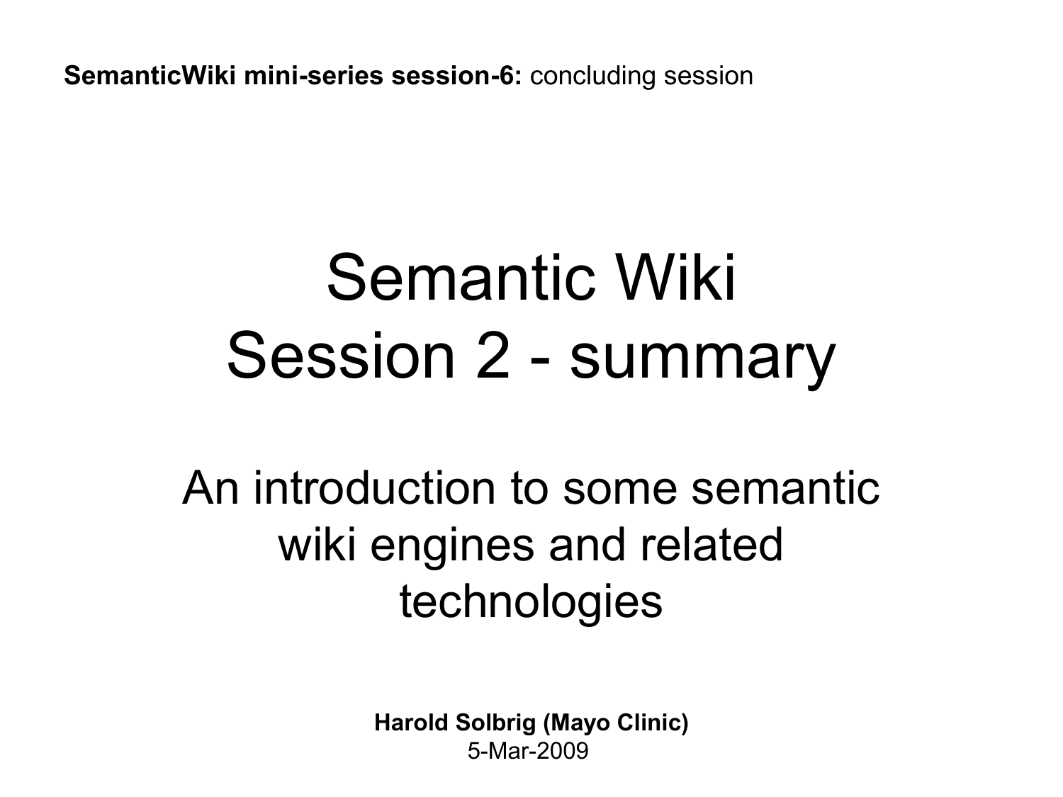**SemanticWiki mini-series session-6:** concluding session

# Semantic Wiki
# Session 2 - summary

## An introduction to some semantic wiki engines and related technologies

**Harold Solbrig (Mayo Clinic)**
5-Mar-2009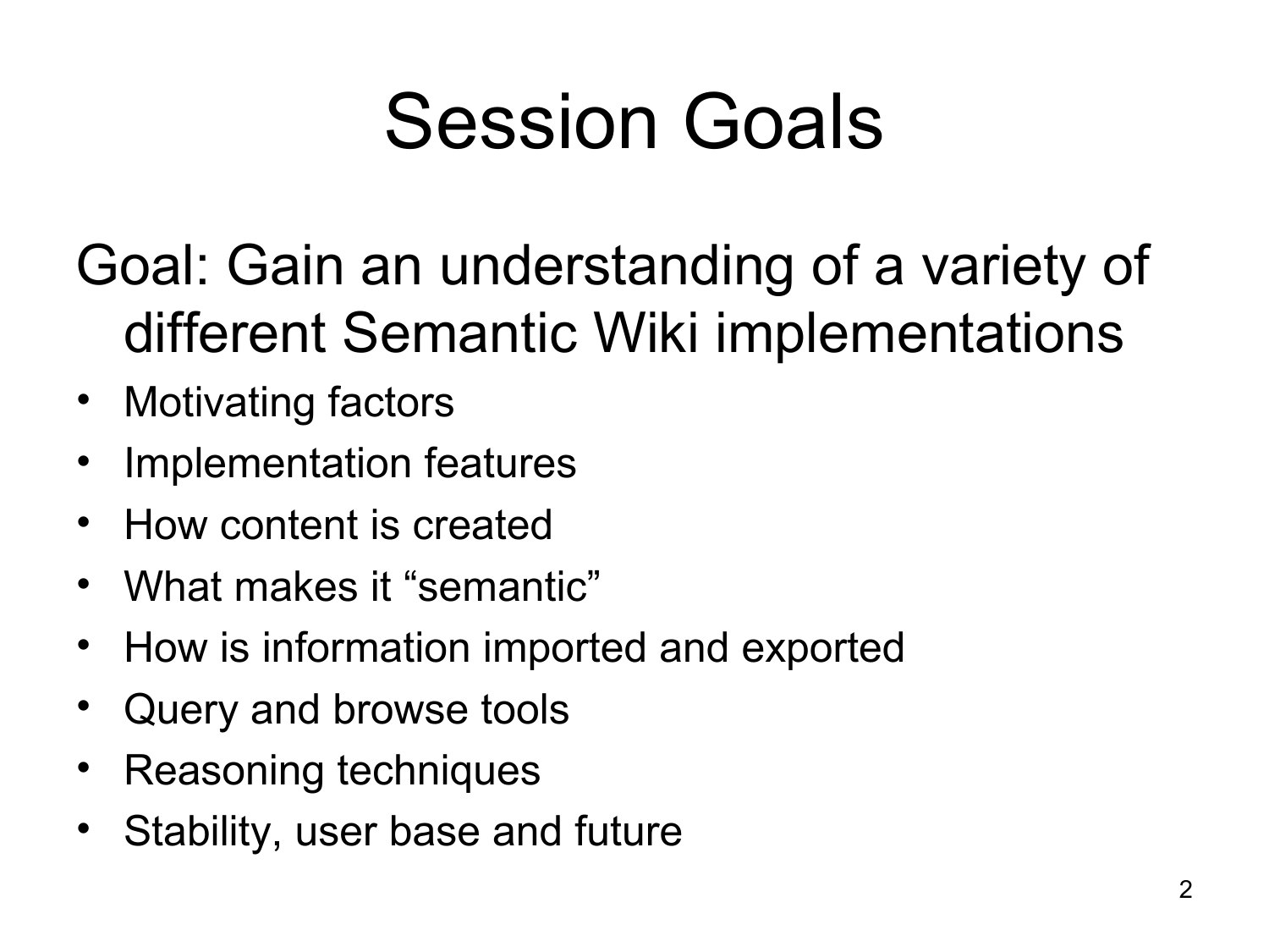# Session Goals

Goal: Gain an understanding of a variety of different Semantic Wiki implementations

- Motivating factors
- Implementation features
- How content is created
- What makes it “semantic”
- How is information imported and exported
- Query and browse tools
- Reasoning techniques
- Stability, user base and future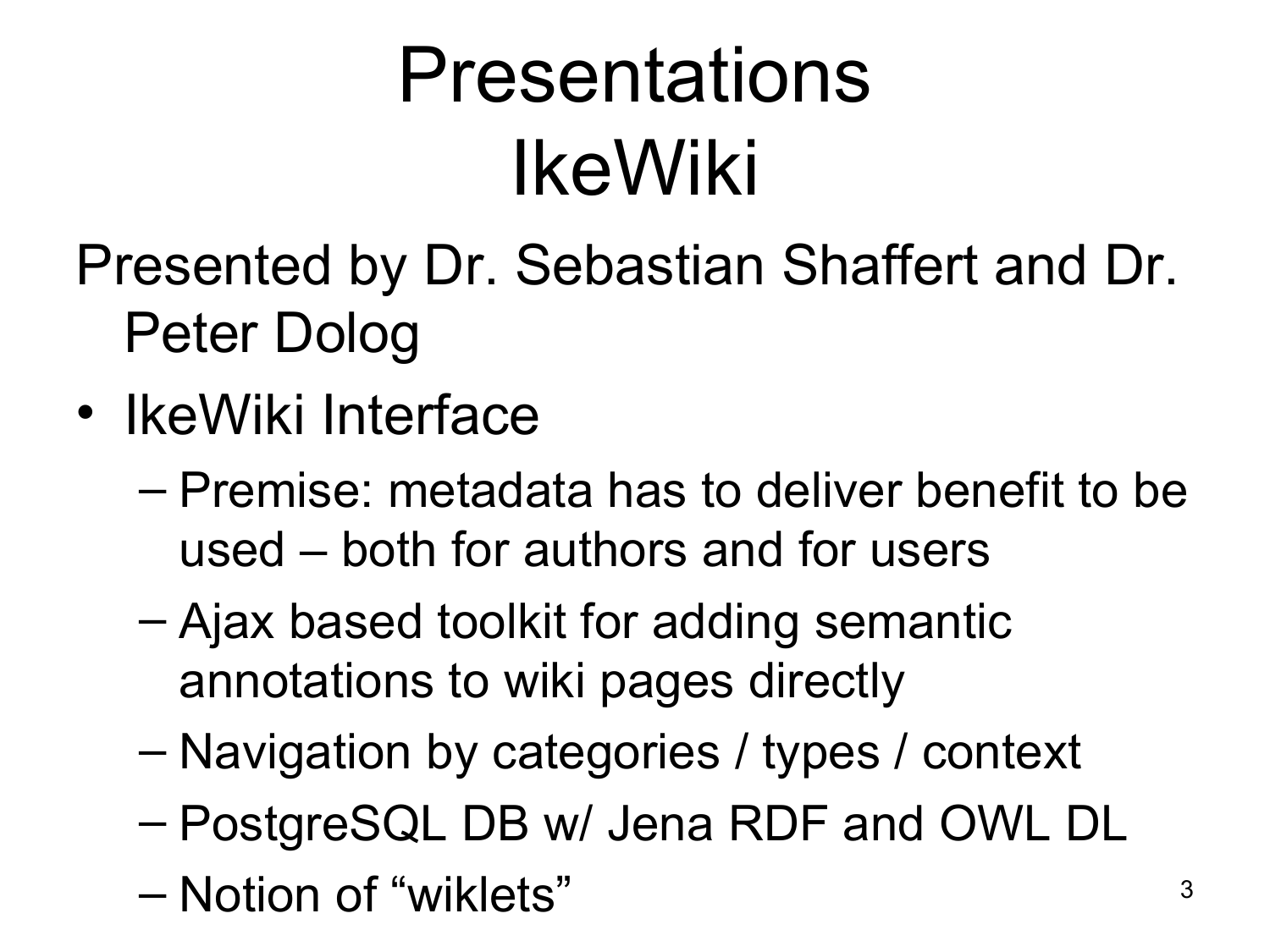# Presentations
# IkeWiki

Presented by Dr. Sebastian Shaffert and Dr. Peter Dolog

- IkeWiki Interface
  - Premise: metadata has to deliver benefit to be used – both for authors and for users
  - Ajax based toolkit for adding semantic annotations to wiki pages directly
  - Navigation by categories / types / context
  - PostgreSQL DB w/ Jena RDF and OWL DL
  - Notion of “wiklets”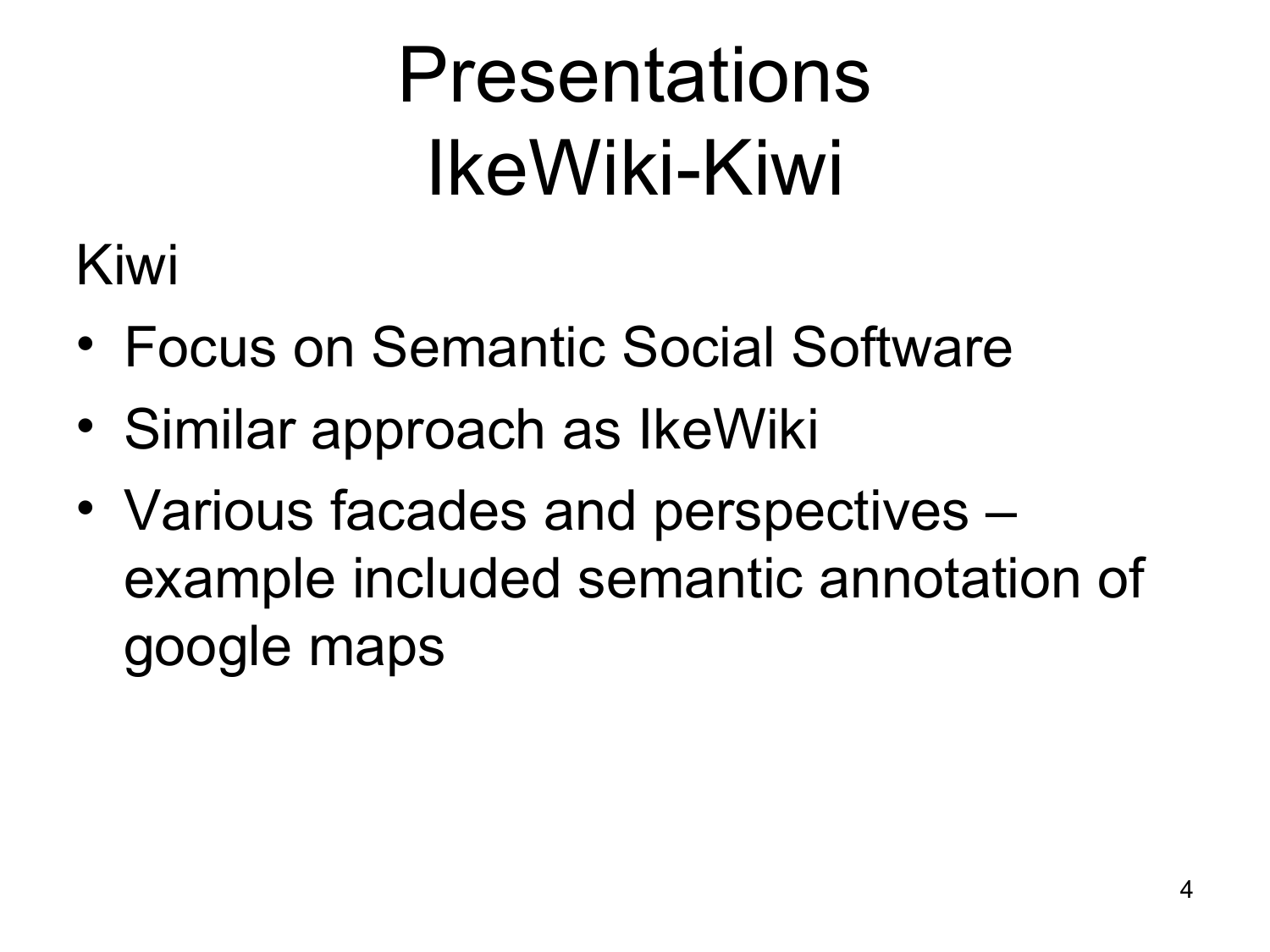# Presentations IkeWiki-Kiwi

Kiwi

- Focus on Semantic Social Software
- Similar approach as IkeWiki
- Various facades and perspectives – example included semantic annotation of google maps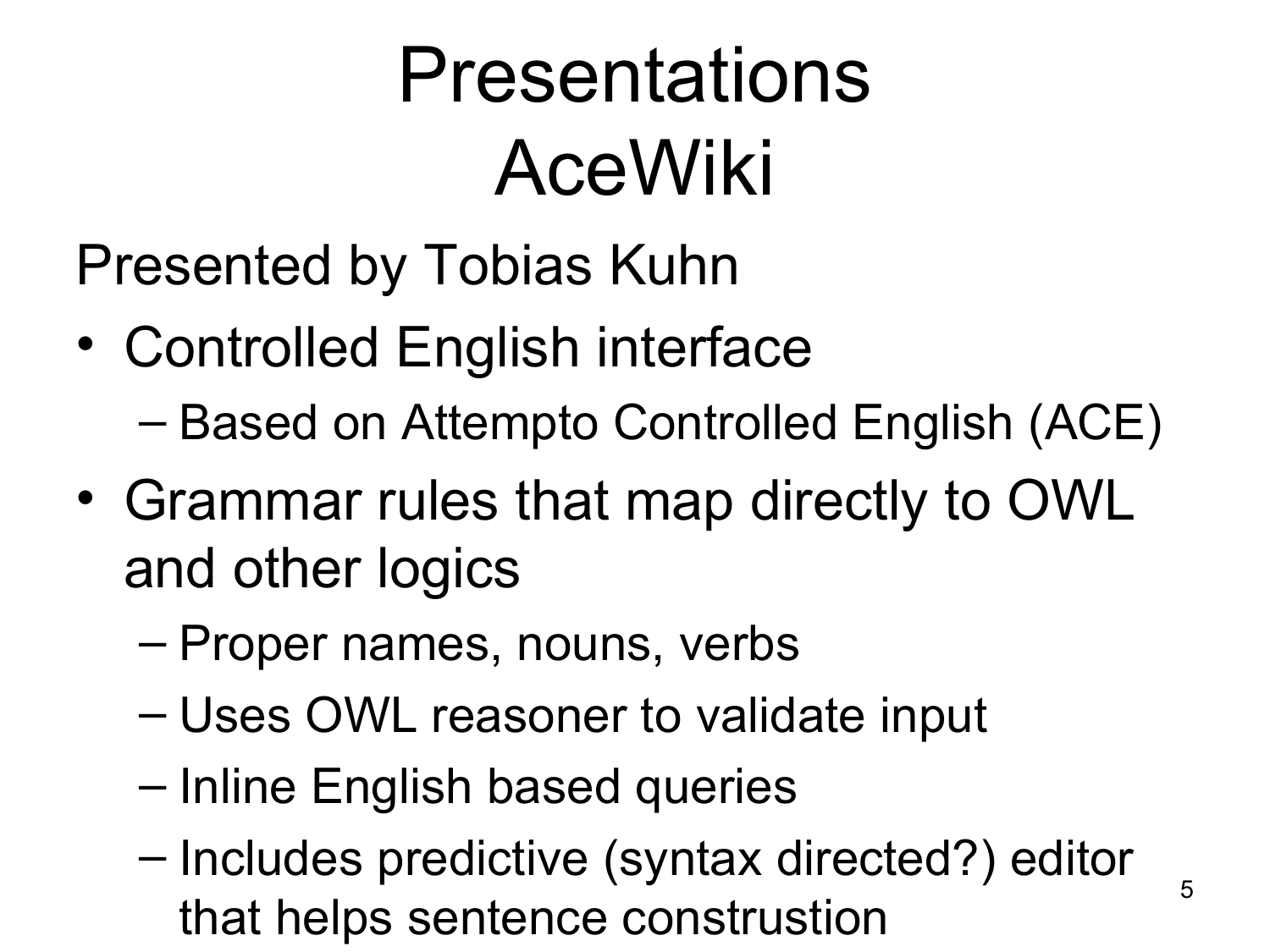# Presentations AceWiki

Presented by Tobias Kuhn

- Controlled English interface
  - Based on Attempto Controlled English (ACE)
- Grammar rules that map directly to OWL and other logics
  - Proper names, nouns, verbs
  - Uses OWL reasoner to validate input
  - Inline English based queries
  - Includes predictive (syntax directed?) editor that helps sentence construstion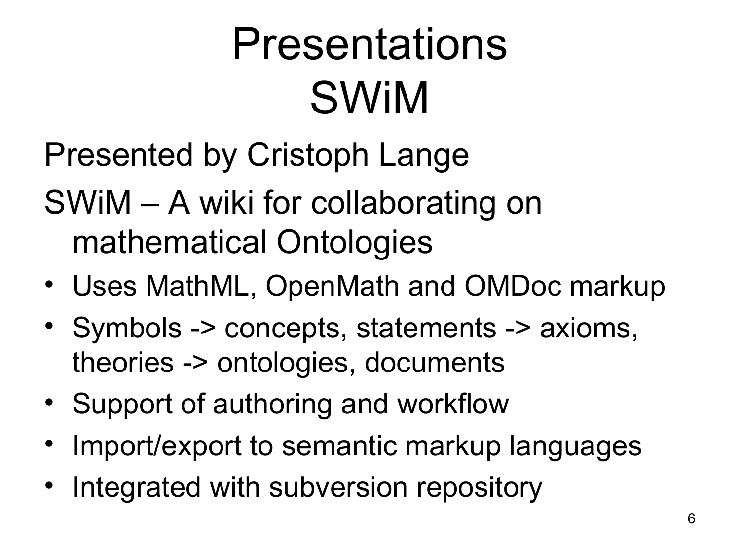# Presentations
# SWiM

Presented by Cristoph Lange

SWiM – A wiki for collaborating on mathematical Ontologies

- Uses MathML, OpenMath and OMDoc markup
- Symbols -> concepts, statements -> axioms, theories -> ontologies, documents
- Support of authoring and workflow
- Import/export to semantic markup languages
- Integrated with subversion repository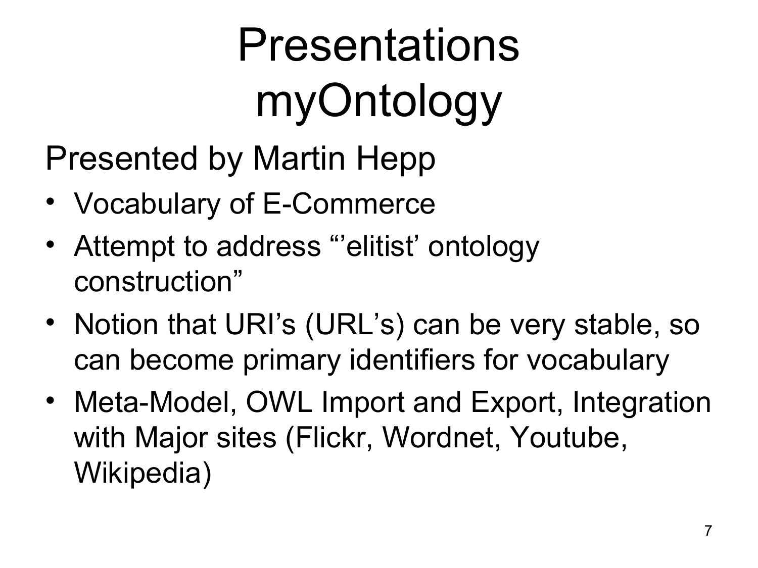# Presentations myOntology

Presented by Martin Hepp

- Vocabulary of E-Commerce
- Attempt to address "'elitist' ontology construction"
- Notion that URI's (URL's) can be very stable, so can become primary identifiers for vocabulary
- Meta-Model, OWL Import and Export, Integration with Major sites (Flickr, Wordnet, Youtube, Wikipedia)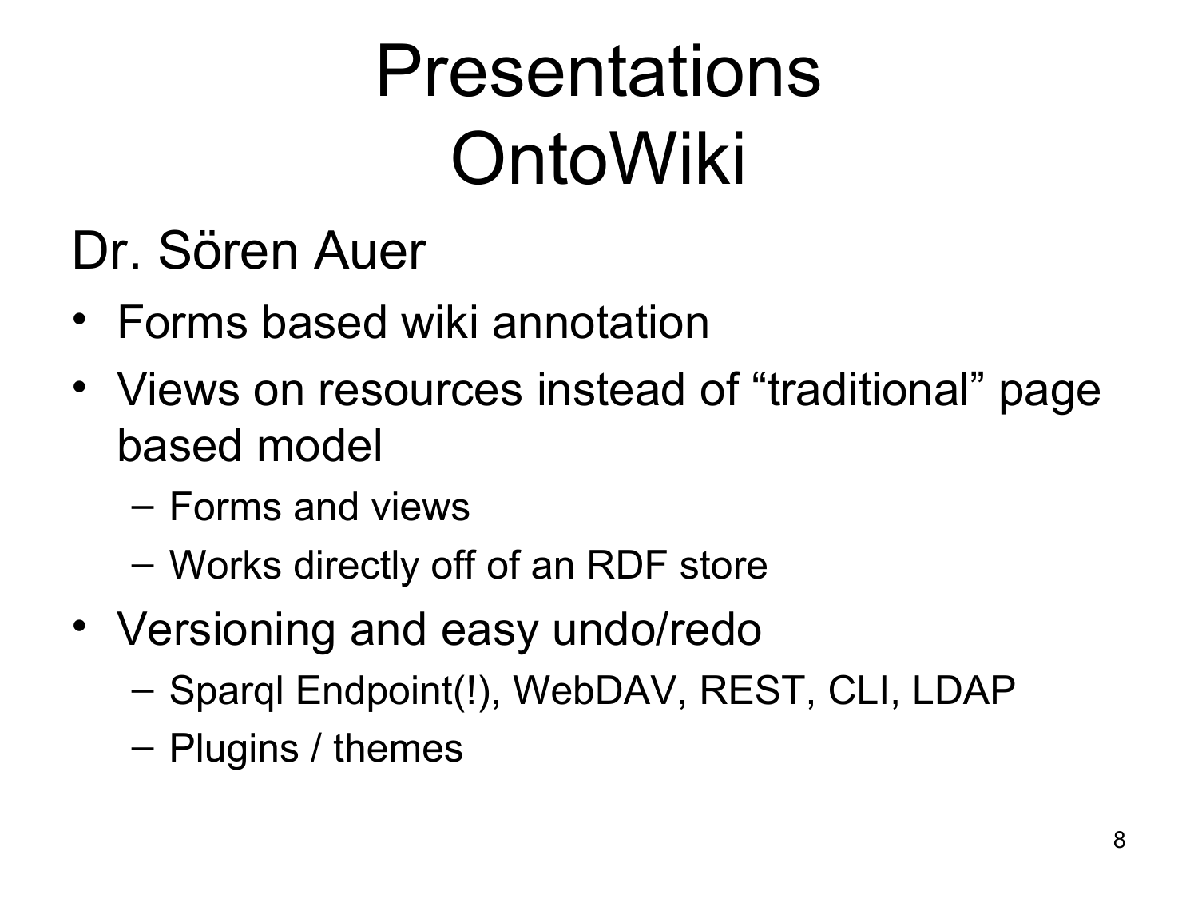# Presentations OntoWiki

## Dr. Sören Auer

- Forms based wiki annotation
- Views on resources instead of “traditional” page based model
  - Forms and views
  - Works directly off of an RDF store
- Versioning and easy undo/redo
  - Sparql Endpoint(!), WebDAV, REST, CLI, LDAP
  - Plugins / themes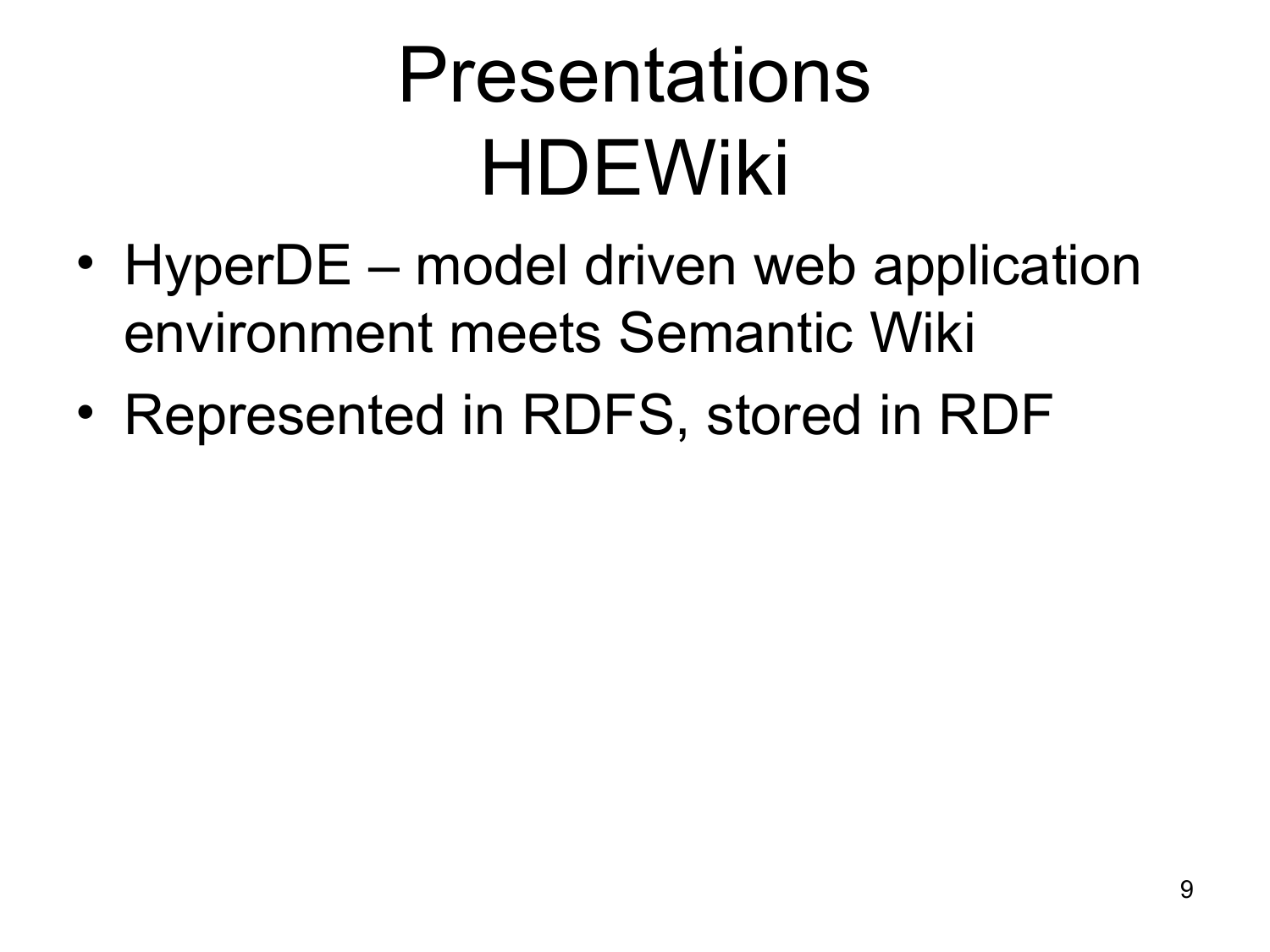# Presentations HDEWiki

- HyperDE – model driven web application environment meets Semantic Wiki
- Represented in RDFS, stored in RDF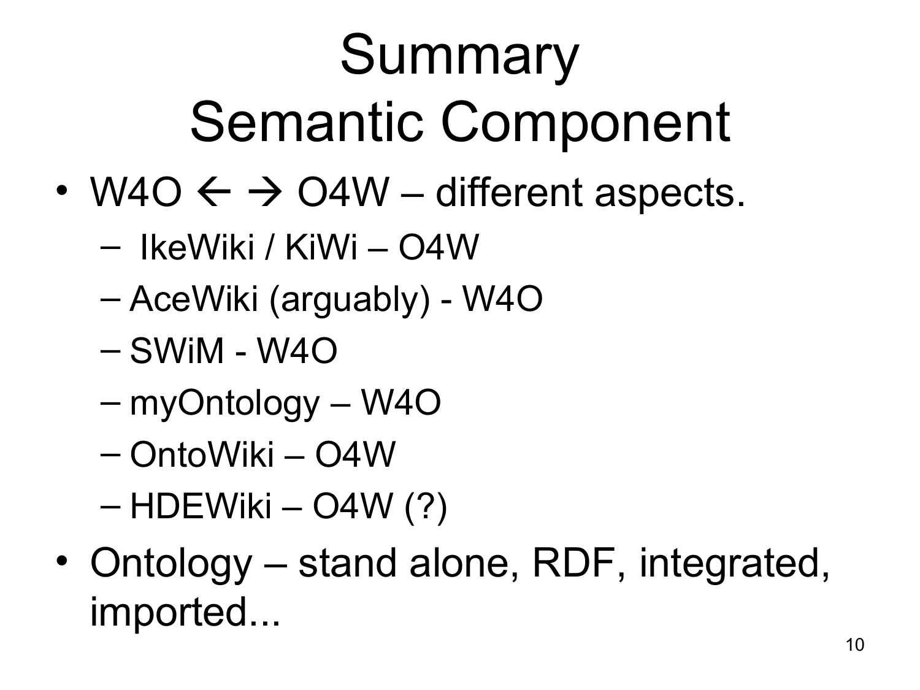# Summary
# Semantic Component

- W4O ← → O4W – different aspects.
  - IkeWiki / KiWi – O4W
  - AceWiki (arguably) - W4O
  - SWiM - W4O
  - myOntology – W4O
  - OntoWiki – O4W
  - HDEWiki – O4W (?)
- Ontology – stand alone, RDF, integrated, imported...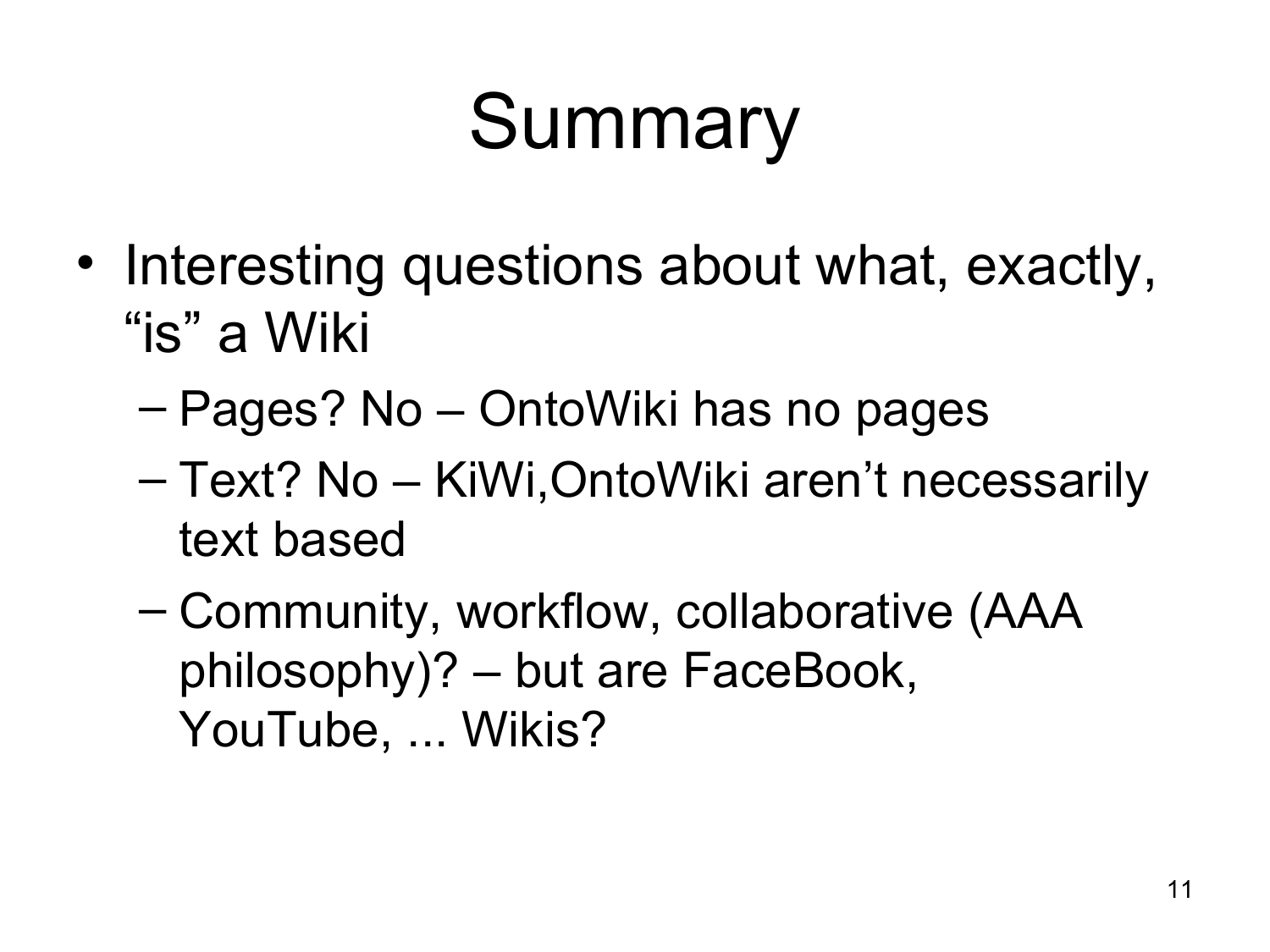# Summary

- Interesting questions about what, exactly, “is” a Wiki
  - Pages? No – OntoWiki has no pages
  - Text? No – KiWi,OntoWiki aren’t necessarily text based
  - Community, workflow, collaborative (AAA philosophy)? – but are FaceBook, YouTube, ... Wikis?